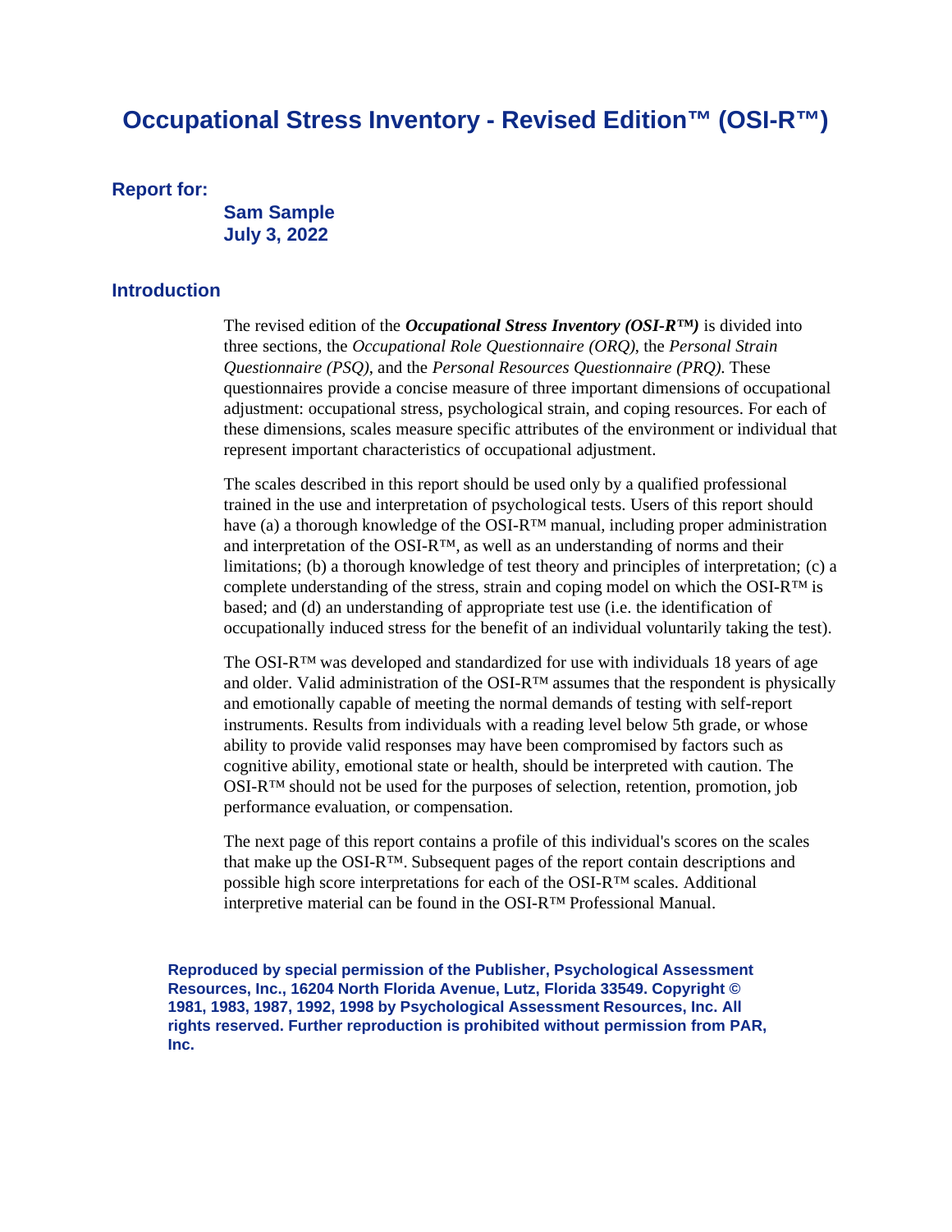# Occupational Stress Inventory - Revised Edition™ (OSI-R™)

## Report for:

**Sam Sample**
**July 3, 2022**

## Introduction

The revised edition of the ***Occupational Stress Inventory (OSI-R™)*** is divided into three sections, the *Occupational Role Questionnaire (ORQ)*, the *Personal Strain Questionnaire (PSQ)*, and the *Personal Resources Questionnaire (PRQ)*. These questionnaires provide a concise measure of three important dimensions of occupational adjustment: occupational stress, psychological strain, and coping resources. For each of these dimensions, scales measure specific attributes of the environment or individual that represent important characteristics of occupational adjustment.

The scales described in this report should be used only by a qualified professional trained in the use and interpretation of psychological tests. Users of this report should have (a) a thorough knowledge of the OSI-R™ manual, including proper administration and interpretation of the OSI-R™, as well as an understanding of norms and their limitations; (b) a thorough knowledge of test theory and principles of interpretation; (c) a complete understanding of the stress, strain and coping model on which the OSI-R™ is based; and (d) an understanding of appropriate test use (i.e. the identification of occupationally induced stress for the benefit of an individual voluntarily taking the test).

The OSI-R™ was developed and standardized for use with individuals 18 years of age and older. Valid administration of the OSI-R™ assumes that the respondent is physically and emotionally capable of meeting the normal demands of testing with self-report instruments. Results from individuals with a reading level below 5th grade, or whose ability to provide valid responses may have been compromised by factors such as cognitive ability, emotional state or health, should be interpreted with caution. The OSI-R™ should not be used for the purposes of selection, retention, promotion, job performance evaluation, or compensation.

The next page of this report contains a profile of this individual's scores on the scales that make up the OSI-R™. Subsequent pages of the report contain descriptions and possible high score interpretations for each of the OSI-R™ scales. Additional interpretive material can be found in the OSI-R™ Professional Manual.

**Reproduced by special permission of the Publisher, Psychological Assessment Resources, Inc., 16204 North Florida Avenue, Lutz, Florida 33549. Copyright © 1981, 1983, 1987, 1992, 1998 by Psychological Assessment Resources, Inc. All rights reserved. Further reproduction is prohibited without permission from PAR, Inc.**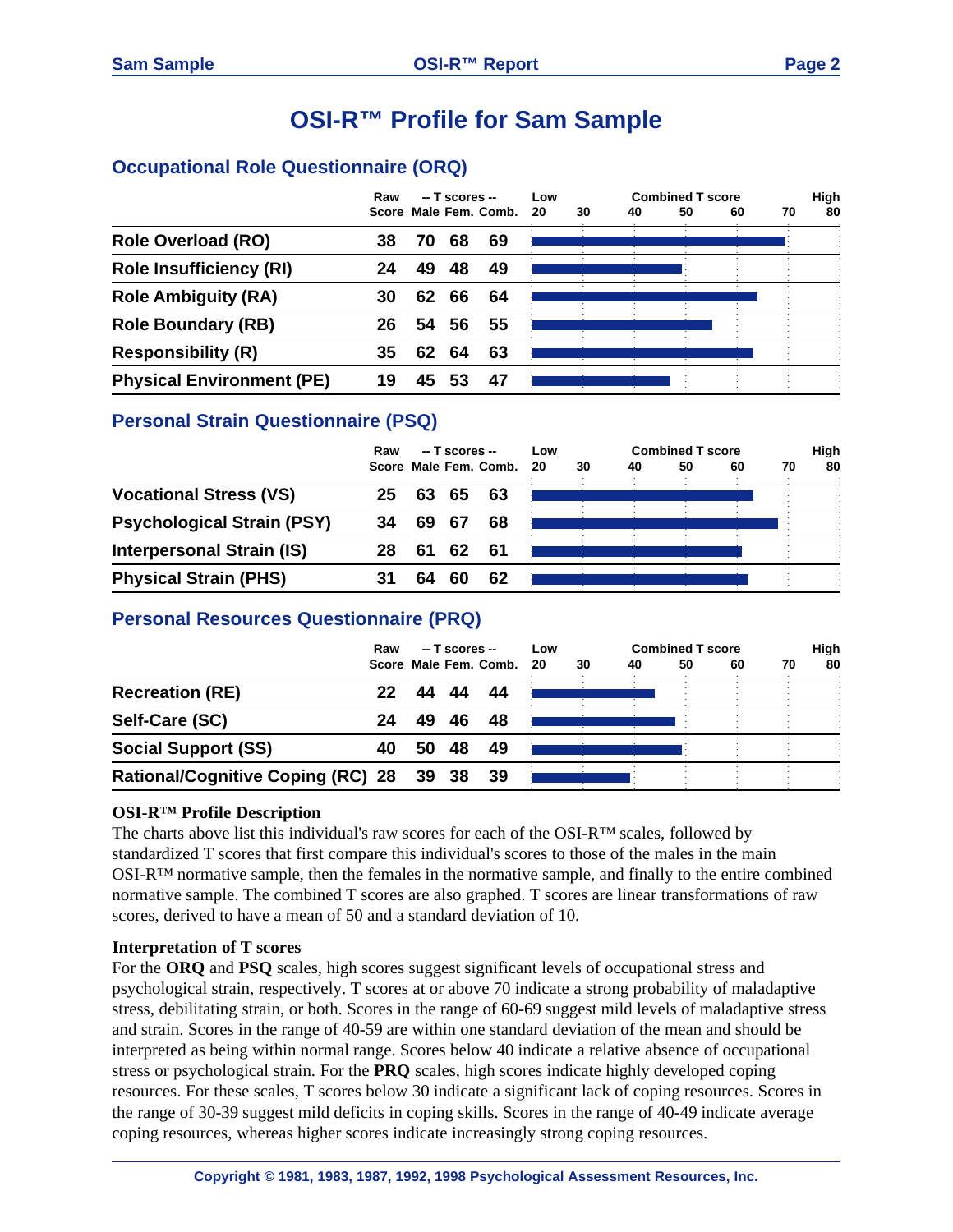# OSI-R™ Profile for Sam Sample

## Occupational Role Questionnaire (ORQ)

| | Raw Score | T scores Male | T scores Fem. | T scores Comb. |
|---|---|---|---|---|
| Role Overload (RO) | 38 | 70 | 68 | 69 |
| Role Insufficiency (RI) | 24 | 49 | 48 | 49 |
| Role Ambiguity (RA) | 30 | 62 | 66 | 64 |
| Role Boundary (RB) | 26 | 54 | 56 | 55 |
| Responsibility (R) | 35 | 62 | 64 | 63 |
| Physical Environment (PE) | 19 | 45 | 53 | 47 |

## Personal Strain Questionnaire (PSQ)

| | Raw Score | T scores Male | T scores Fem. | T scores Comb. |
|---|---|---|---|---|
| Vocational Stress (VS) | 25 | 63 | 65 | 63 |
| Psychological Strain (PSY) | 34 | 69 | 67 | 68 |
| Interpersonal Strain (IS) | 28 | 61 | 62 | 61 |
| Physical Strain (PHS) | 31 | 64 | 60 | 62 |

## Personal Resources Questionnaire (PRQ)

| | Raw Score | T scores Male | T scores Fem. | T scores Comb. |
|---|---|---|---|---|
| Recreation (RE) | 22 | 44 | 44 | 44 |
| Self-Care (SC) | 24 | 49 | 46 | 48 |
| Social Support (SS) | 40 | 50 | 48 | 49 |
| Rational/Cognitive Coping (RC) | 28 | 39 | 38 | 39 |

**OSI-R™ Profile Description**

The charts above list this individual's raw scores for each of the OSI-R™ scales, followed by standardized T scores that first compare this individual's scores to those of the males in the main OSI-R™ normative sample, then the females in the normative sample, and finally to the entire combined normative sample. The combined T scores are also graphed. T scores are linear transformations of raw scores, derived to have a mean of 50 and a standard deviation of 10.

**Interpretation of T scores**

For the **ORQ** and **PSQ** scales, high scores suggest significant levels of occupational stress and psychological strain, respectively. T scores at or above 70 indicate a strong probability of maladaptive stress, debilitating strain, or both. Scores in the range of 60-69 suggest mild levels of maladaptive stress and strain. Scores in the range of 40-59 are within one standard deviation of the mean and should be interpreted as being within normal range. Scores below 40 indicate a relative absence of occupational stress or psychological strain. For the **PRQ** scales, high scores indicate highly developed coping resources. For these scales, T scores below 30 indicate a significant lack of coping resources. Scores in the range of 30-39 suggest mild deficits in coping skills. Scores in the range of 40-49 indicate average coping resources, whereas higher scores indicate increasingly strong coping resources.

Copyright © 1981, 1983, 1987, 1992, 1998 Psychological Assessment Resources, Inc.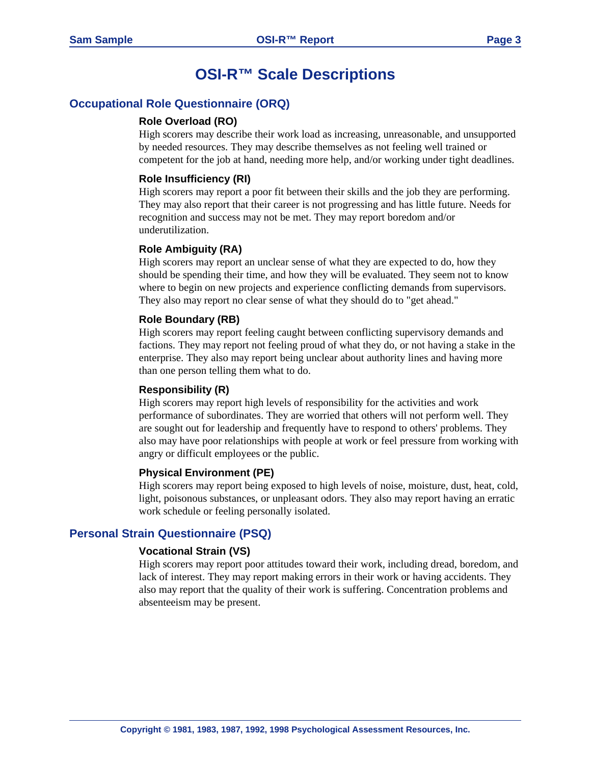# OSI-R™ Scale Descriptions

## Occupational Role Questionnaire (ORQ)

### Role Overload (RO)

High scorers may describe their work load as increasing, unreasonable, and unsupported by needed resources. They may describe themselves as not feeling well trained or competent for the job at hand, needing more help, and/or working under tight deadlines.

### Role Insufficiency (RI)

High scorers may report a poor fit between their skills and the job they are performing. They may also report that their career is not progressing and has little future. Needs for recognition and success may not be met. They may report boredom and/or underutilization.

### Role Ambiguity (RA)

High scorers may report an unclear sense of what they are expected to do, how they should be spending their time, and how they will be evaluated. They seem not to know where to begin on new projects and experience conflicting demands from supervisors. They also may report no clear sense of what they should do to "get ahead."

### Role Boundary (RB)

High scorers may report feeling caught between conflicting supervisory demands and factions. They may report not feeling proud of what they do, or not having a stake in the enterprise. They also may report being unclear about authority lines and having more than one person telling them what to do.

### Responsibility (R)

High scorers may report high levels of responsibility for the activities and work performance of subordinates. They are worried that others will not perform well. They are sought out for leadership and frequently have to respond to others' problems. They also may have poor relationships with people at work or feel pressure from working with angry or difficult employees or the public.

### Physical Environment (PE)

High scorers may report being exposed to high levels of noise, moisture, dust, heat, cold, light, poisonous substances, or unpleasant odors. They also may report having an erratic work schedule or feeling personally isolated.

## Personal Strain Questionnaire (PSQ)

### Vocational Strain (VS)

High scorers may report poor attitudes toward their work, including dread, boredom, and lack of interest. They may report making errors in their work or having accidents. They also may report that the quality of their work is suffering. Concentration problems and absenteeism may be present.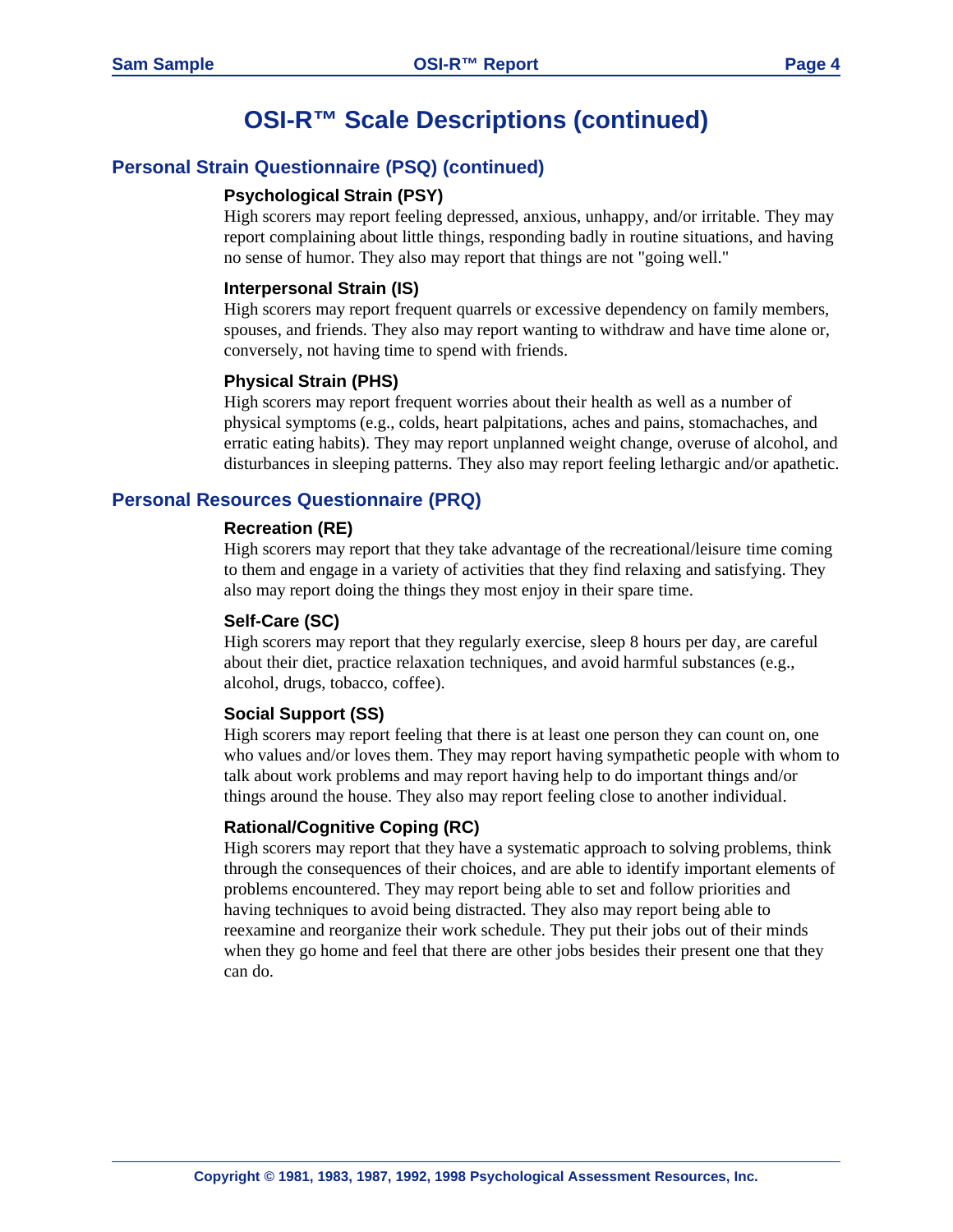# OSI-R™ Scale Descriptions (continued)

## Personal Strain Questionnaire (PSQ) (continued)

### Psychological Strain (PSY)

High scorers may report feeling depressed, anxious, unhappy, and/or irritable. They may report complaining about little things, responding badly in routine situations, and having no sense of humor. They also may report that things are not "going well."

### Interpersonal Strain (IS)

High scorers may report frequent quarrels or excessive dependency on family members, spouses, and friends. They also may report wanting to withdraw and have time alone or, conversely, not having time to spend with friends.

### Physical Strain (PHS)

High scorers may report frequent worries about their health as well as a number of physical symptoms (e.g., colds, heart palpitations, aches and pains, stomachaches, and erratic eating habits). They may report unplanned weight change, overuse of alcohol, and disturbances in sleeping patterns. They also may report feeling lethargic and/or apathetic.

## Personal Resources Questionnaire (PRQ)

### Recreation (RE)

High scorers may report that they take advantage of the recreational/leisure time coming to them and engage in a variety of activities that they find relaxing and satisfying. They also may report doing the things they most enjoy in their spare time.

### Self-Care (SC)

High scorers may report that they regularly exercise, sleep 8 hours per day, are careful about their diet, practice relaxation techniques, and avoid harmful substances (e.g., alcohol, drugs, tobacco, coffee).

### Social Support (SS)

High scorers may report feeling that there is at least one person they can count on, one who values and/or loves them. They may report having sympathetic people with whom to talk about work problems and may report having help to do important things and/or things around the house. They also may report feeling close to another individual.

### Rational/Cognitive Coping (RC)

High scorers may report that they have a systematic approach to solving problems, think through the consequences of their choices, and are able to identify important elements of problems encountered. They may report being able to set and follow priorities and having techniques to avoid being distracted. They also may report being able to reexamine and reorganize their work schedule. They put their jobs out of their minds when they go home and feel that there are other jobs besides their present one that they can do.